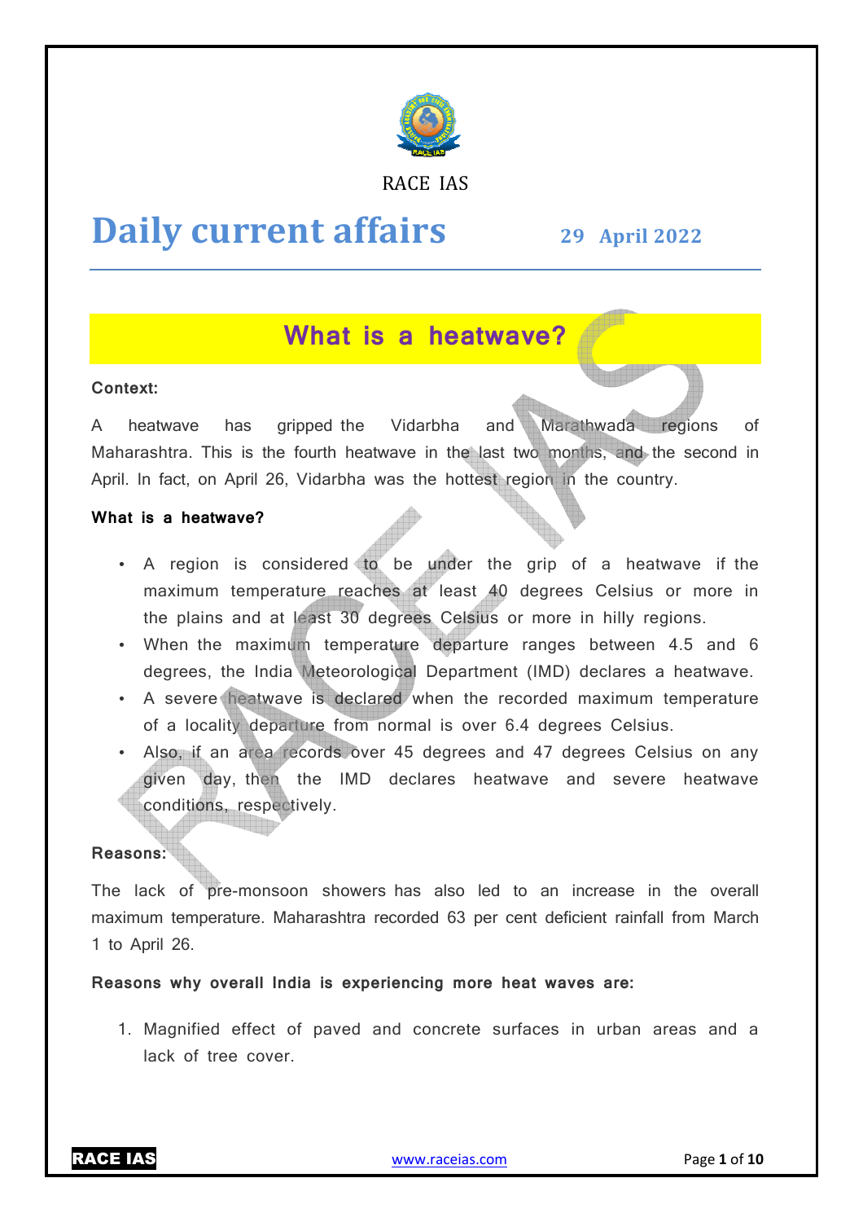RACE IAS

# Daily current affairs

**29 April 2022**

## What is a heatwave?

**Context:**

A heatwave has gripped the Vidarbha and Marathwada regions of Maharashtra. This is the fourth heatwave in the last two months, and the second in April. In fact, on April 26, Vidarbha was the hottest region in the country.

**What is a heatwave?**

- A region is considered to be under the grip of a heatwave if the maximum temperature reaches at least 40 degrees Celsius or more in the plains and at least 30 degrees Celsius or more in hilly regions.
- When the maximum temperature departure ranges between 4.5 and 6 degrees, the India Meteorological Department (IMD) declares a heatwave.
- A severe heatwave is declared when the recorded maximum temperature of a locality departure from normal is over 6.4 degrees Celsius.
- Also, if an area records over 45 degrees and 47 degrees Celsius on any given day, then the IMD declares heatwave and severe heatwave conditions, respectively.

**Reasons:**

The lack of pre-monsoon showers has also led to an increase in the overall maximum temperature. Maharashtra recorded 63 per cent deficient rainfall from March 1 to April 26.

**Reasons why overall India is experiencing more heat waves are:**

1. Magnified effect of paved and concrete surfaces in urban areas and a lack of tree cover.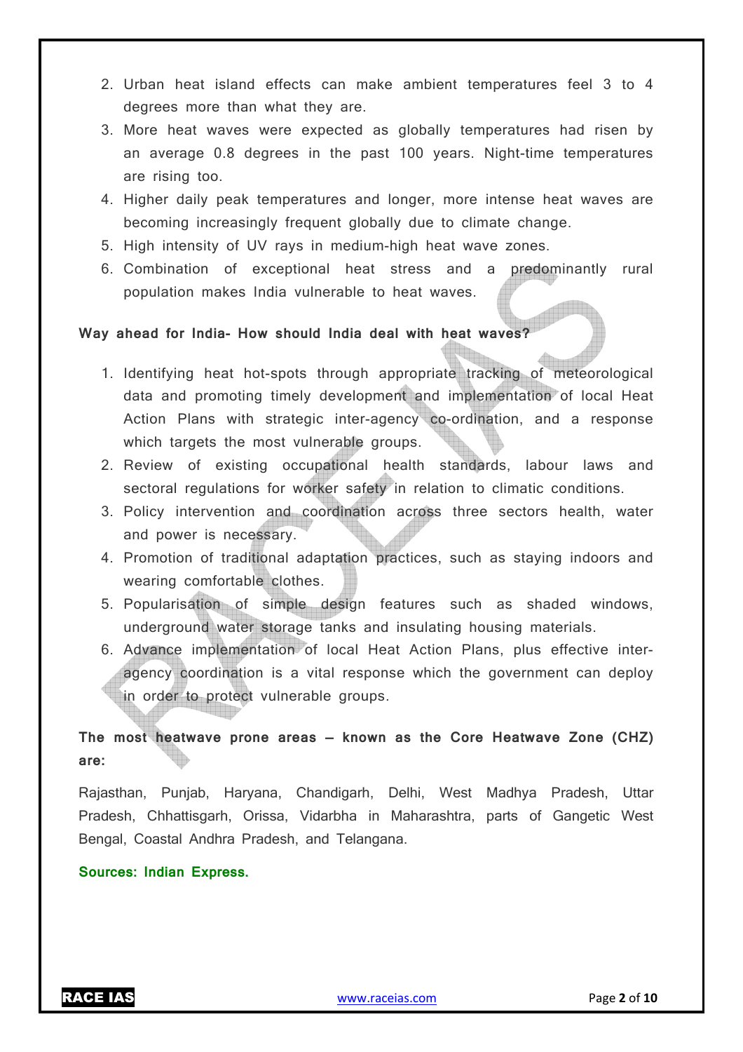2. Urban heat island effects can make ambient temperatures feel 3 to 4 degrees more than what they are.
3. More heat waves were expected as globally temperatures had risen by an average 0.8 degrees in the past 100 years. Night-time temperatures are rising too.
4. Higher daily peak temperatures and longer, more intense heat waves are becoming increasingly frequent globally due to climate change.
5. High intensity of UV rays in medium-high heat wave zones.
6. Combination of exceptional heat stress and a predominantly rural population makes India vulnerable to heat waves.

**Way ahead for India- How should India deal with heat waves?**

1. Identifying heat hot-spots through appropriate tracking of meteorological data and promoting timely development and implementation of local Heat Action Plans with strategic inter-agency co-ordination, and a response which targets the most vulnerable groups.
2. Review of existing occupational health standards, labour laws and sectoral regulations for worker safety in relation to climatic conditions.
3. Policy intervention and coordination across three sectors health, water and power is necessary.
4. Promotion of traditional adaptation practices, such as staying indoors and wearing comfortable clothes.
5. Popularisation of simple design features such as shaded windows, underground water storage tanks and insulating housing materials.
6. Advance implementation of local Heat Action Plans, plus effective inter-agency coordination is a vital response which the government can deploy in order to protect vulnerable groups.

**The most heatwave prone areas – known as the Core Heatwave Zone (CHZ) are:**

Rajasthan, Punjab, Haryana, Chandigarh, Delhi, West Madhya Pradesh, Uttar Pradesh, Chhattisgarh, Orissa, Vidarbha in Maharashtra, parts of Gangetic West Bengal, Coastal Andhra Pradesh, and Telangana.

**Sources: Indian Express.**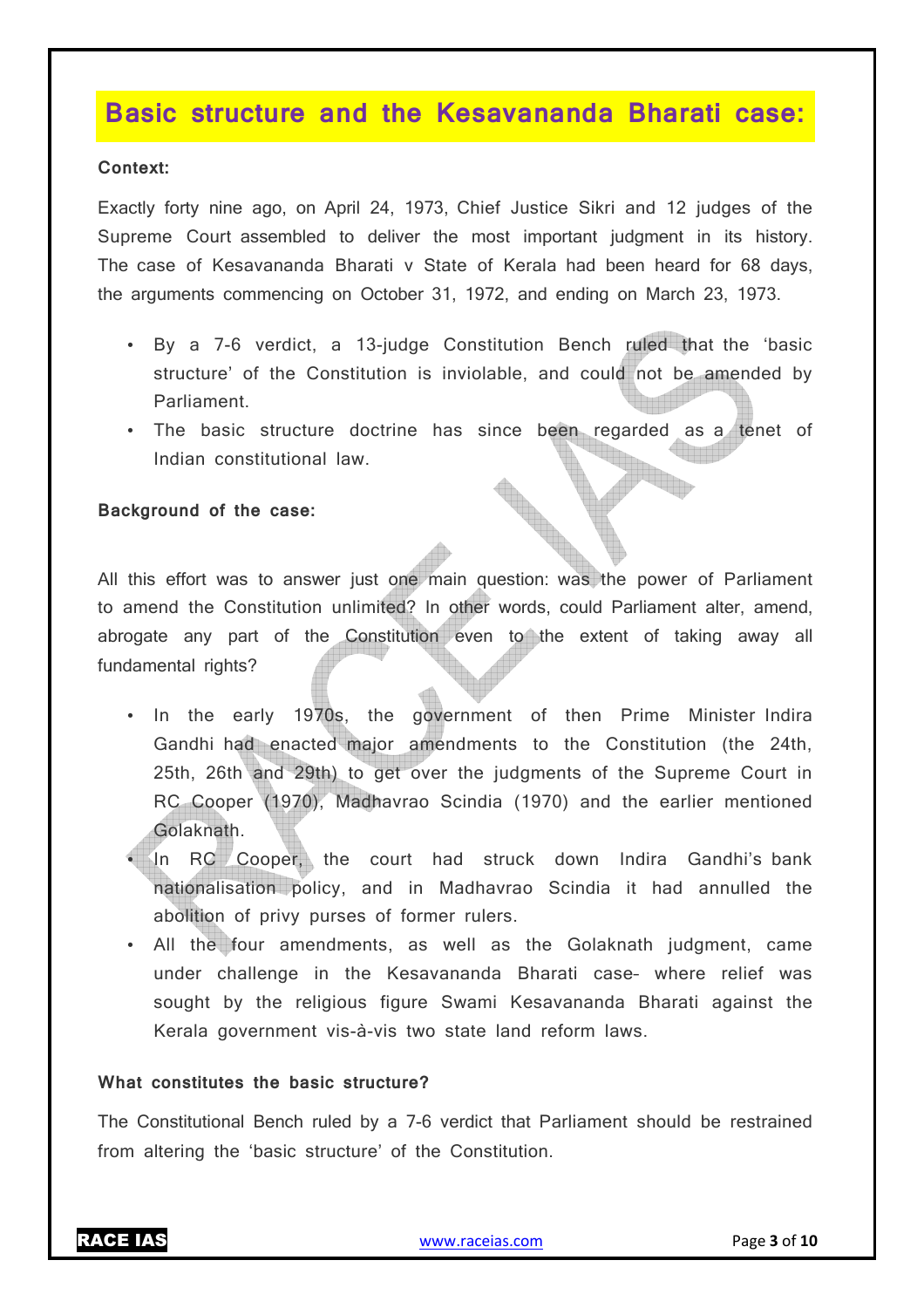## Basic structure and the Kesavananda Bharati case:

**Context:**

Exactly forty nine ago, on April 24, 1973, Chief Justice Sikri and 12 judges of the Supreme Court assembled to deliver the most important judgment in its history. The case of Kesavananda Bharati v State of Kerala had been heard for 68 days, the arguments commencing on October 31, 1972, and ending on March 23, 1973.

- By a 7-6 verdict, a 13-judge Constitution Bench ruled that the 'basic structure' of the Constitution is inviolable, and could not be amended by Parliament.
- The basic structure doctrine has since been regarded as a tenet of Indian constitutional law.

**Background of the case:**

All this effort was to answer just one main question: was the power of Parliament to amend the Constitution unlimited? In other words, could Parliament alter, amend, abrogate any part of the Constitution even to the extent of taking away all fundamental rights?

- In the early 1970s, the government of then Prime Minister Indira Gandhi had enacted major amendments to the Constitution (the 24th, 25th, 26th and 29th) to get over the judgments of the Supreme Court in RC Cooper (1970), Madhavrao Scindia (1970) and the earlier mentioned Golaknath.
- In RC Cooper, the court had struck down Indira Gandhi's bank nationalisation policy, and in Madhavrao Scindia it had annulled the abolition of privy purses of former rulers.
- All the four amendments, as well as the Golaknath judgment, came under challenge in the Kesavananda Bharati case- where relief was sought by the religious figure Swami Kesavananda Bharati against the Kerala government vis-à-vis two state land reform laws.

**What constitutes the basic structure?**

The Constitutional Bench ruled by a 7-6 verdict that Parliament should be restrained from altering the 'basic structure' of the Constitution.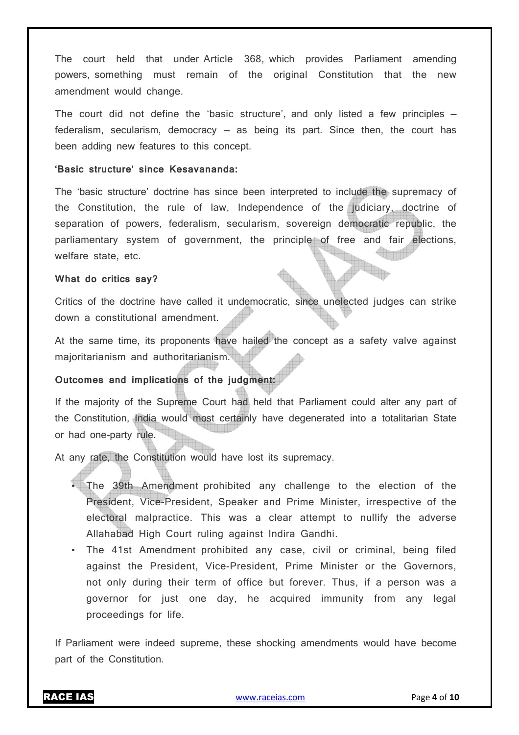The court held that under Article 368, which provides Parliament amending powers, something must remain of the original Constitution that the new amendment would change.

The court did not define the 'basic structure', and only listed a few principles – federalism, secularism, democracy – as being its part. Since then, the court has been adding new features to this concept.

**'Basic structure' since Kesavananda:**

The 'basic structure' doctrine has since been interpreted to include the supremacy of the Constitution, the rule of law, Independence of the judiciary, doctrine of separation of powers, federalism, secularism, sovereign democratic republic, the parliamentary system of government, the principle of free and fair elections, welfare state, etc.

**What do critics say?**

Critics of the doctrine have called it undemocratic, since unelected judges can strike down a constitutional amendment.

At the same time, its proponents have hailed the concept as a safety valve against majoritarianism and authoritarianism.

**Outcomes and implications of the judgment:**

If the majority of the Supreme Court had held that Parliament could alter any part of the Constitution, India would most certainly have degenerated into a totalitarian State or had one-party rule.

At any rate, the Constitution would have lost its supremacy.

- The 39th Amendment prohibited any challenge to the election of the President, Vice-President, Speaker and Prime Minister, irrespective of the electoral malpractice. This was a clear attempt to nullify the adverse Allahabad High Court ruling against Indira Gandhi.
- The 41st Amendment prohibited any case, civil or criminal, being filed against the President, Vice-President, Prime Minister or the Governors, not only during their term of office but forever. Thus, if a person was a governor for just one day, he acquired immunity from any legal proceedings for life.

If Parliament were indeed supreme, these shocking amendments would have become part of the Constitution.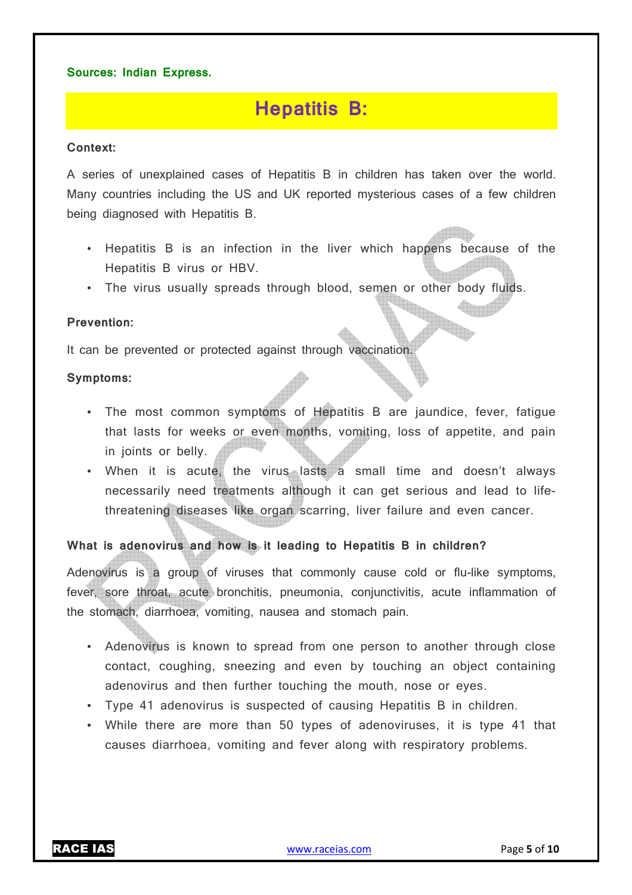**Sources: Indian Express.**

# Hepatitis B:

**Context:**

A series of unexplained cases of Hepatitis B in children has taken over the world. Many countries including the US and UK reported mysterious cases of a few children being diagnosed with Hepatitis B.

- Hepatitis B is an infection in the liver which happens because of the Hepatitis B virus or HBV.
- The virus usually spreads through blood, semen or other body fluids.

**Prevention:**

It can be prevented or protected against through vaccination.

**Symptoms:**

- The most common symptoms of Hepatitis B are jaundice, fever, fatigue that lasts for weeks or even months, vomiting, loss of appetite, and pain in joints or belly.
- When it is acute, the virus lasts a small time and doesn't always necessarily need treatments although it can get serious and lead to life-threatening diseases like organ scarring, liver failure and even cancer.

**What is adenovirus and how is it leading to Hepatitis B in children?**

Adenovirus is a group of viruses that commonly cause cold or flu-like symptoms, fever, sore throat, acute bronchitis, pneumonia, conjunctivitis, acute inflammation of the stomach, diarrhoea, vomiting, nausea and stomach pain.

- Adenovirus is known to spread from one person to another through close contact, coughing, sneezing and even by touching an object containing adenovirus and then further touching the mouth, nose or eyes.
- Type 41 adenovirus is suspected of causing Hepatitis B in children.
- While there are more than 50 types of adenoviruses, it is type 41 that causes diarrhoea, vomiting and fever along with respiratory problems.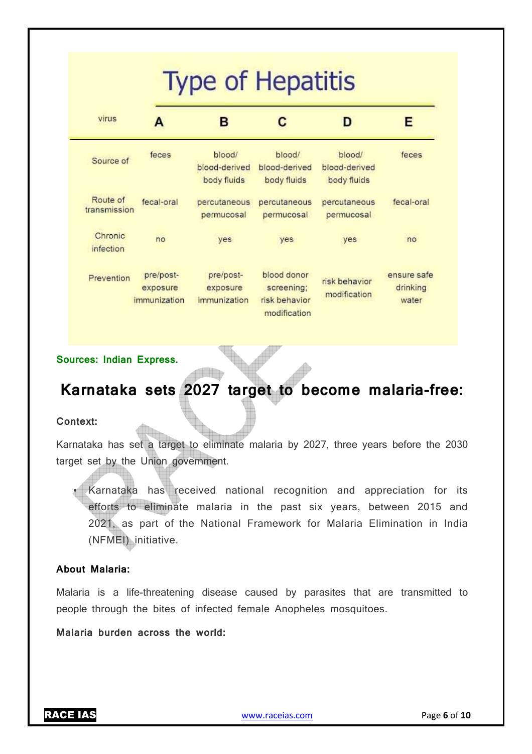## Type of Hepatitis

| virus | A | B | C | D | E |
|---|---|---|---|---|---|
| Source of | feces | blood/ blood-derived body fluids | blood/ blood-derived body fluids | blood/ blood-derived body fluids | feces |
| Route of transmission | fecal-oral | percutaneous permucosal | percutaneous permucosal | percutaneous permucosal | fecal-oral |
| Chronic infection | no | yes | yes | yes | no |
| Prevention | pre/post-exposure immunization | pre/post-exposure immunization | blood donor screening; risk behavior modification | risk behavior modification | ensure safe drinking water |

**Sources: Indian Express.**

## Karnataka sets 2027 target to become malaria-free:

**Context:**

Karnataka has set a target to eliminate malaria by 2027, three years before the 2030 target set by the Union government.

- Karnataka has received national recognition and appreciation for its efforts to eliminate malaria in the past six years, between 2015 and 2021, as part of the National Framework for Malaria Elimination in India (NFMEI) initiative.

**About Malaria:**

Malaria is a life-threatening disease caused by parasites that are transmitted to people through the bites of infected female Anopheles mosquitoes.

**Malaria burden across the world:**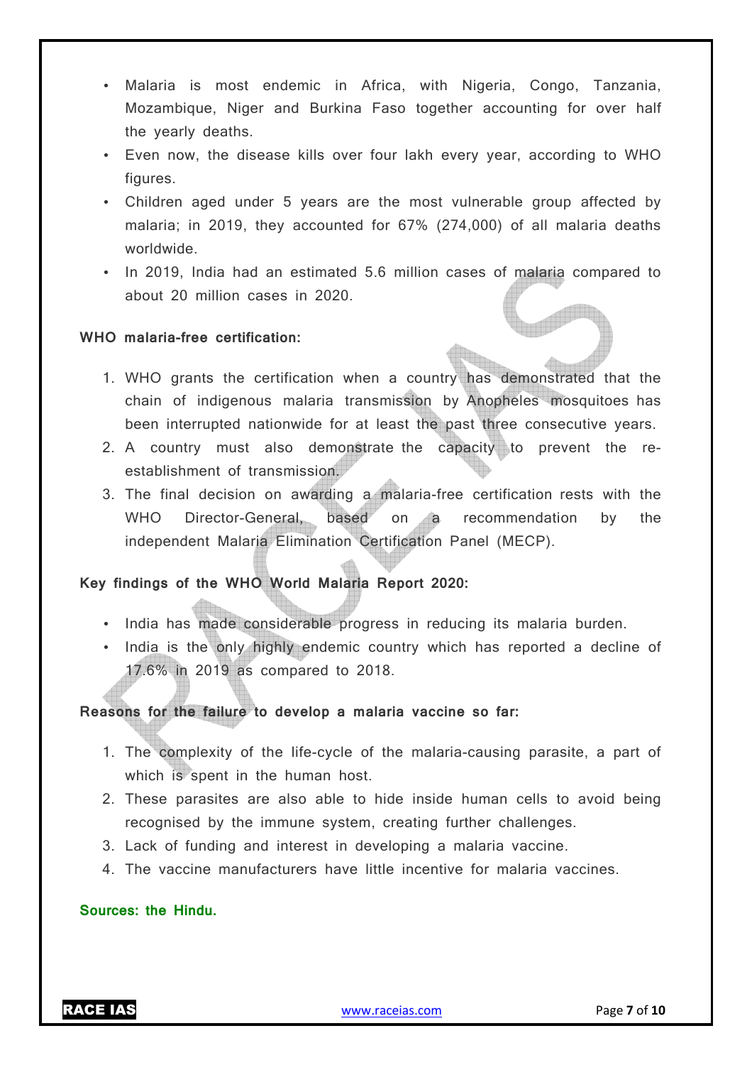- Malaria is most endemic in Africa, with Nigeria, Congo, Tanzania, Mozambique, Niger and Burkina Faso together accounting for over half the yearly deaths.
- Even now, the disease kills over four lakh every year, according to WHO figures.
- Children aged under 5 years are the most vulnerable group affected by malaria; in 2019, they accounted for 67% (274,000) of all malaria deaths worldwide.
- In 2019, India had an estimated 5.6 million cases of malaria compared to about 20 million cases in 2020.

**WHO malaria-free certification:**

1. WHO grants the certification when a country has demonstrated that the chain of indigenous malaria transmission by Anopheles mosquitoes has been interrupted nationwide for at least the past three consecutive years.
2. A country must also demonstrate the capacity to prevent the re-establishment of transmission.
3. The final decision on awarding a malaria-free certification rests with the WHO Director-General, based on a recommendation by the independent Malaria Elimination Certification Panel (MECP).

**Key findings of the WHO World Malaria Report 2020:**

- India has made considerable progress in reducing its malaria burden.
- India is the only highly endemic country which has reported a decline of 17.6% in 2019 as compared to 2018.

**Reasons for the failure to develop a malaria vaccine so far:**

1. The complexity of the life-cycle of the malaria-causing parasite, a part of which is spent in the human host.
2. These parasites are also able to hide inside human cells to avoid being recognised by the immune system, creating further challenges.
3. Lack of funding and interest in developing a malaria vaccine.
4. The vaccine manufacturers have little incentive for malaria vaccines.

**Sources: the Hindu.**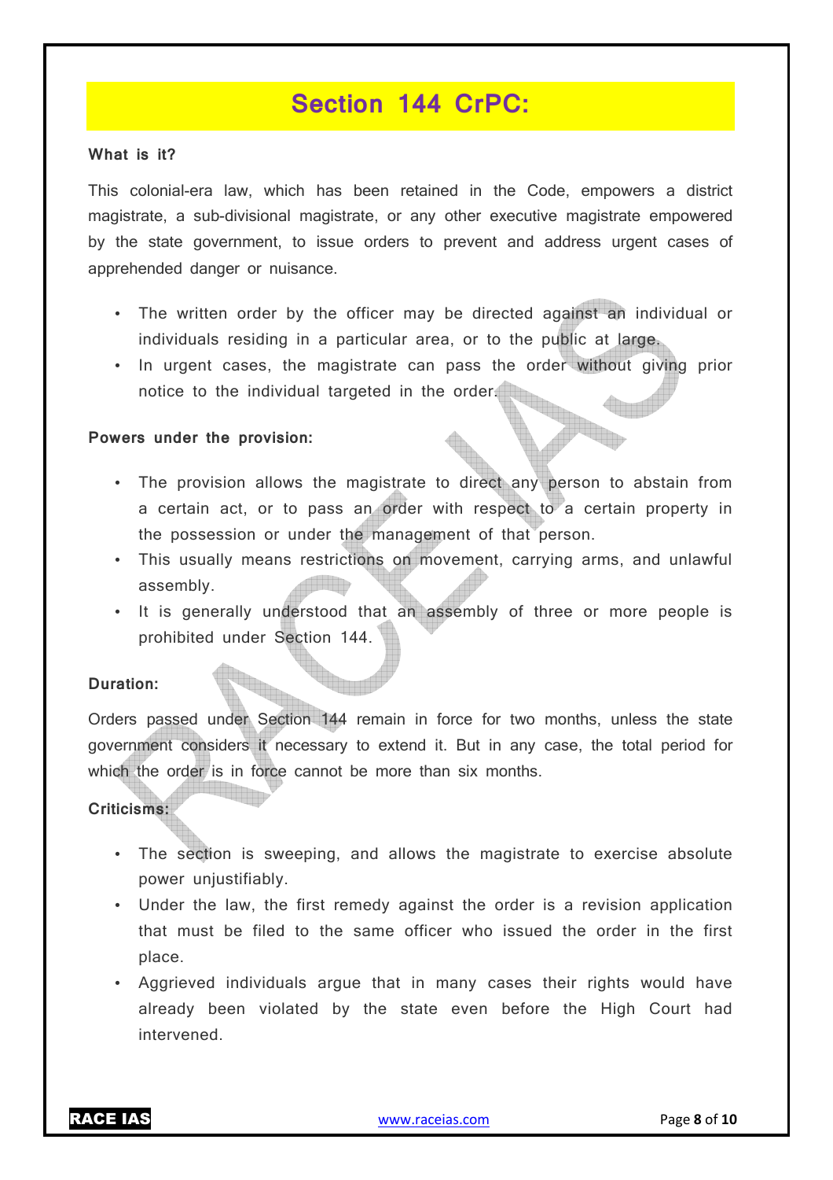# Section 144 CrPC:

**What is it?**

This colonial-era law, which has been retained in the Code, empowers a district magistrate, a sub-divisional magistrate, or any other executive magistrate empowered by the state government, to issue orders to prevent and address urgent cases of apprehended danger or nuisance.

- The written order by the officer may be directed against an individual or individuals residing in a particular area, or to the public at large.
- In urgent cases, the magistrate can pass the order without giving prior notice to the individual targeted in the order.

**Powers under the provision:**

- The provision allows the magistrate to direct any person to abstain from a certain act, or to pass an order with respect to a certain property in the possession or under the management of that person.
- This usually means restrictions on movement, carrying arms, and unlawful assembly.
- It is generally understood that an assembly of three or more people is prohibited under Section 144.

**Duration:**

Orders passed under Section 144 remain in force for two months, unless the state government considers it necessary to extend it. But in any case, the total period for which the order is in force cannot be more than six months.

**Criticisms:**

- The section is sweeping, and allows the magistrate to exercise absolute power unjustifiably.
- Under the law, the first remedy against the order is a revision application that must be filed to the same officer who issued the order in the first place.
- Aggrieved individuals argue that in many cases their rights would have already been violated by the state even before the High Court had intervened.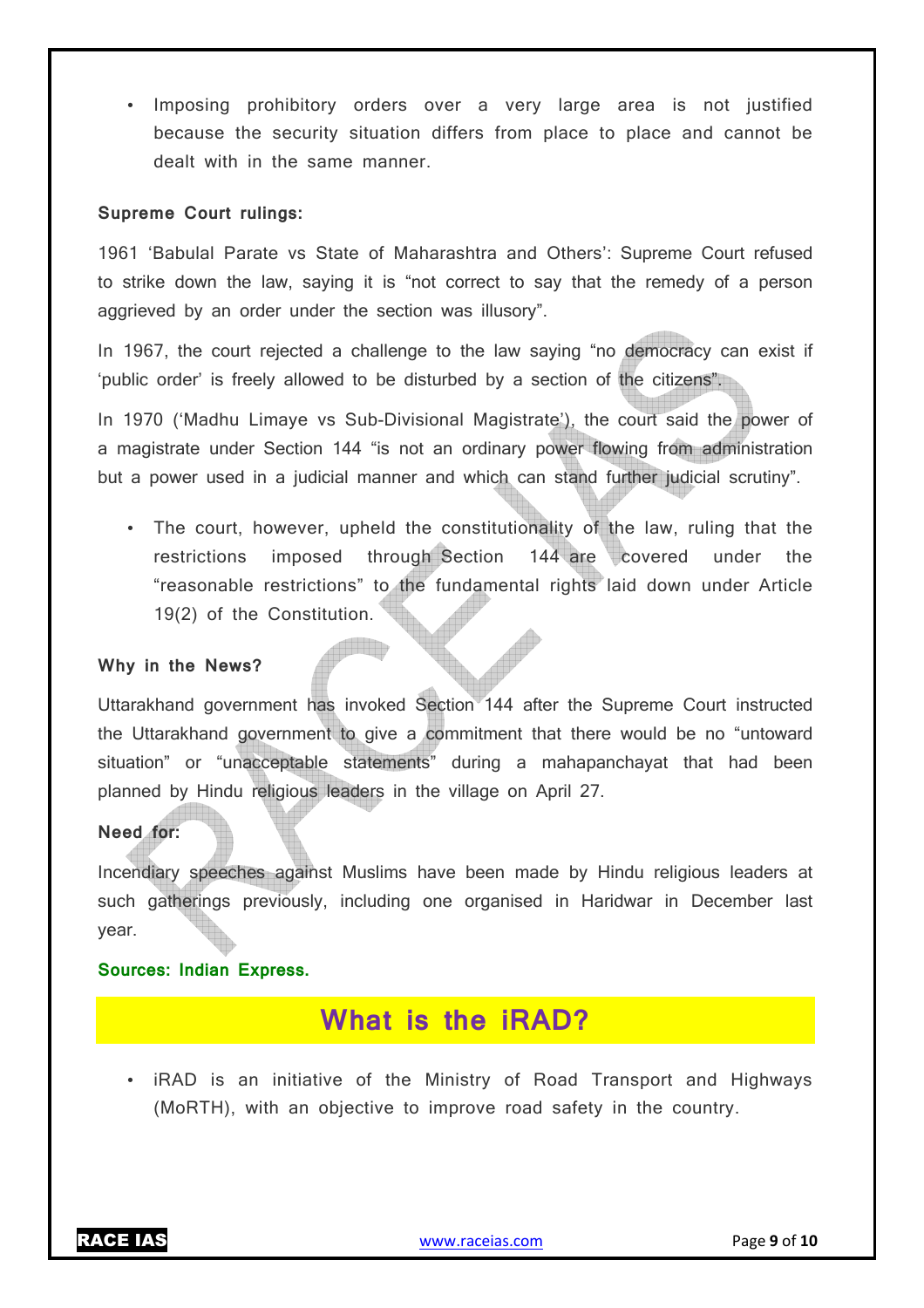- Imposing prohibitory orders over a very large area is not justified because the security situation differs from place to place and cannot be dealt with in the same manner.

**Supreme Court rulings:**

1961 'Babulal Parate vs State of Maharashtra and Others': Supreme Court refused to strike down the law, saying it is "not correct to say that the remedy of a person aggrieved by an order under the section was illusory".

In 1967, the court rejected a challenge to the law saying "no democracy can exist if 'public order' is freely allowed to be disturbed by a section of the citizens".

In 1970 ('Madhu Limaye vs Sub-Divisional Magistrate'), the court said the power of a magistrate under Section 144 "is not an ordinary power flowing from administration but a power used in a judicial manner and which can stand further judicial scrutiny".

- The court, however, upheld the constitutionality of the law, ruling that the restrictions imposed through Section 144 are covered under the "reasonable restrictions" to the fundamental rights laid down under Article 19(2) of the Constitution.

**Why in the News?**

Uttarakhand government has invoked Section 144 after the Supreme Court instructed the Uttarakhand government to give a commitment that there would be no "untoward situation" or "unacceptable statements" during a mahapanchayat that had been planned by Hindu religious leaders in the village on April 27.

**Need for:**

Incendiary speeches against Muslims have been made by Hindu religious leaders at such gatherings previously, including one organised in Haridwar in December last year.

**Sources: Indian Express.**

## What is the iRAD?

- iRAD is an initiative of the Ministry of Road Transport and Highways (MoRTH), with an objective to improve road safety in the country.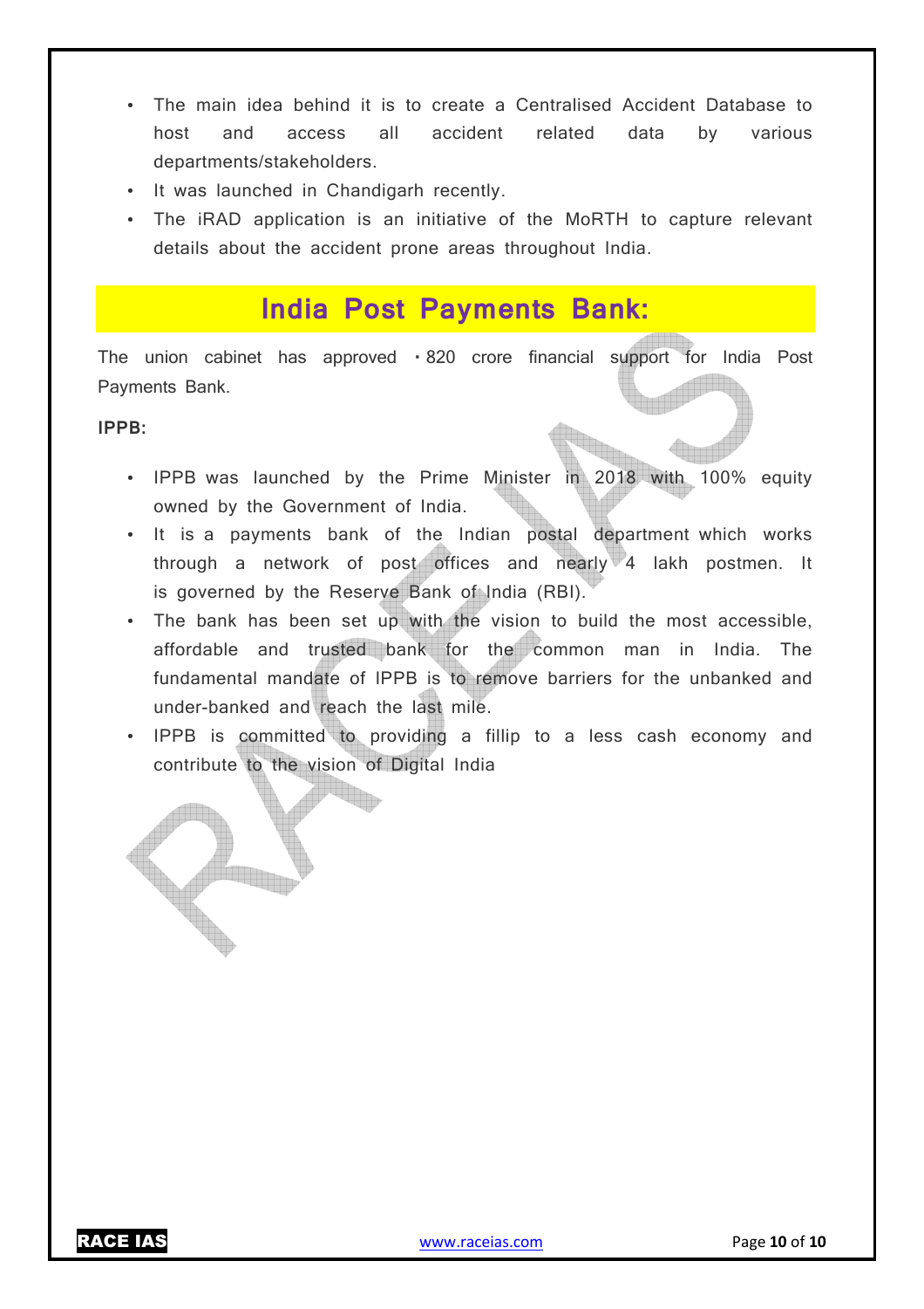- The main idea behind it is to create a Centralised Accident Database to host and access all accident related data by various departments/stakeholders.
- It was launched in Chandigarh recently.
- The iRAD application is an initiative of the MoRTH to capture relevant details about the accident prone areas throughout India.

## India Post Payments Bank:

The union cabinet has approved ₹820 crore financial support for India Post Payments Bank.

**IPPB:**

- IPPB was launched by the Prime Minister in 2018 with 100% equity owned by the Government of India.
- It is a payments bank of the Indian postal department which works through a network of post offices and nearly 4 lakh postmen. It is governed by the Reserve Bank of India (RBI).
- The bank has been set up with the vision to build the most accessible, affordable and trusted bank for the common man in India. The fundamental mandate of IPPB is to remove barriers for the unbanked and under-banked and reach the last mile.
- IPPB is committed to providing a fillip to a less cash economy and contribute to the vision of Digital India